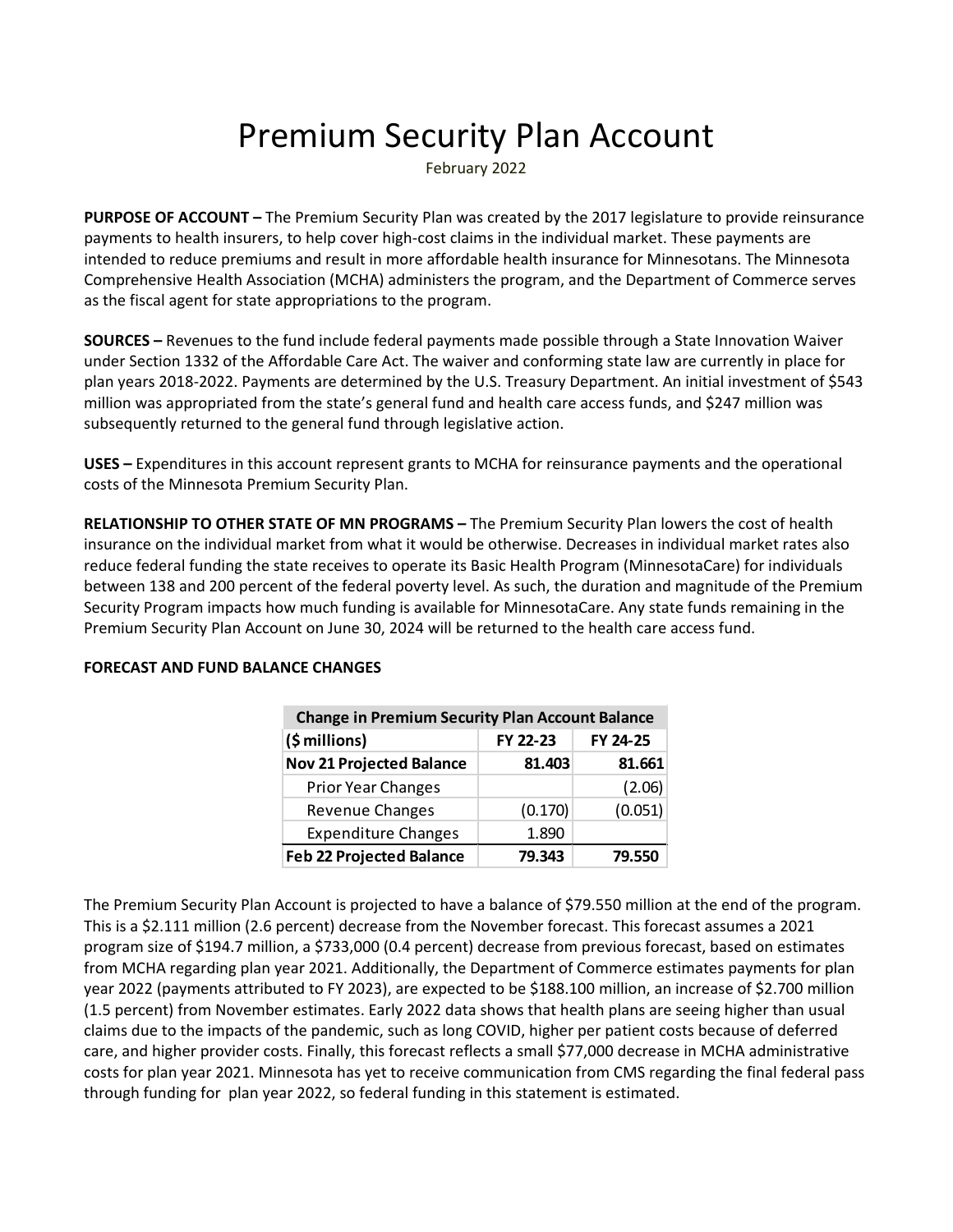# Premium Security Plan Account

February 2022

**PURPOSE OF ACCOUNT –** The Premium Security Plan was created by the 2017 legislature to provide reinsurance payments to health insurers, to help cover high-cost claims in the individual market. These payments are intended to reduce premiums and result in more affordable health insurance for Minnesotans. The Minnesota Comprehensive Health Association (MCHA) administers the program, and the Department of Commerce serves as the fiscal agent for state appropriations to the program.

**SOURCES –** Revenues to the fund include federal payments made possible through a State Innovation Waiver under Section 1332 of the Affordable Care Act. The waiver and conforming state law are currently in place for plan years 2018-2022. Payments are determined by the U.S. Treasury Department. An initial investment of $543 million was appropriated from the state's general fund and health care access funds, and $247 million was subsequently returned to the general fund through legislative action.

**USES –** Expenditures in this account represent grants to MCHA for reinsurance payments and the operational costs of the Minnesota Premium Security Plan.

**RELATIONSHIP TO OTHER STATE OF MN PROGRAMS –** The Premium Security Plan lowers the cost of health insurance on the individual market from what it would be otherwise. Decreases in individual market rates also reduce federal funding the state receives to operate its Basic Health Program (MinnesotaCare) for individuals between 138 and 200 percent of the federal poverty level. As such, the duration and magnitude of the Premium Security Program impacts how much funding is available for MinnesotaCare. Any state funds remaining in the Premium Security Plan Account on June 30, 2024 will be returned to the health care access fund.

**FORECAST AND FUND BALANCE CHANGES**

| Change in Premium Security Plan Account Balance | | |
|---|---|---|
| **($ millions)** | **FY 22-23** | **FY 24-25** |
| **Nov 21 Projected Balance** | **81.403** | **81.661** |
| Prior Year Changes | | (2.06) |
| Revenue Changes | (0.170) | (0.051) |
| Expenditure Changes | 1.890 | |
| **Feb 22 Projected Balance** | **79.343** | **79.550** |

The Premium Security Plan Account is projected to have a balance of $79.550 million at the end of the program. This is a $2.111 million (2.6 percent) decrease from the November forecast. This forecast assumes a 2021 program size of $194.7 million, a $733,000 (0.4 percent) decrease from previous forecast, based on estimates from MCHA regarding plan year 2021. Additionally, the Department of Commerce estimates payments for plan year 2022 (payments attributed to FY 2023), are expected to be $188.100 million, an increase of $2.700 million (1.5 percent) from November estimates. Early 2022 data shows that health plans are seeing higher than usual claims due to the impacts of the pandemic, such as long COVID, higher per patient costs because of deferred care, and higher provider costs. Finally, this forecast reflects a small $77,000 decrease in MCHA administrative costs for plan year 2021. Minnesota has yet to receive communication from CMS regarding the final federal pass through funding for plan year 2022, so federal funding in this statement is estimated.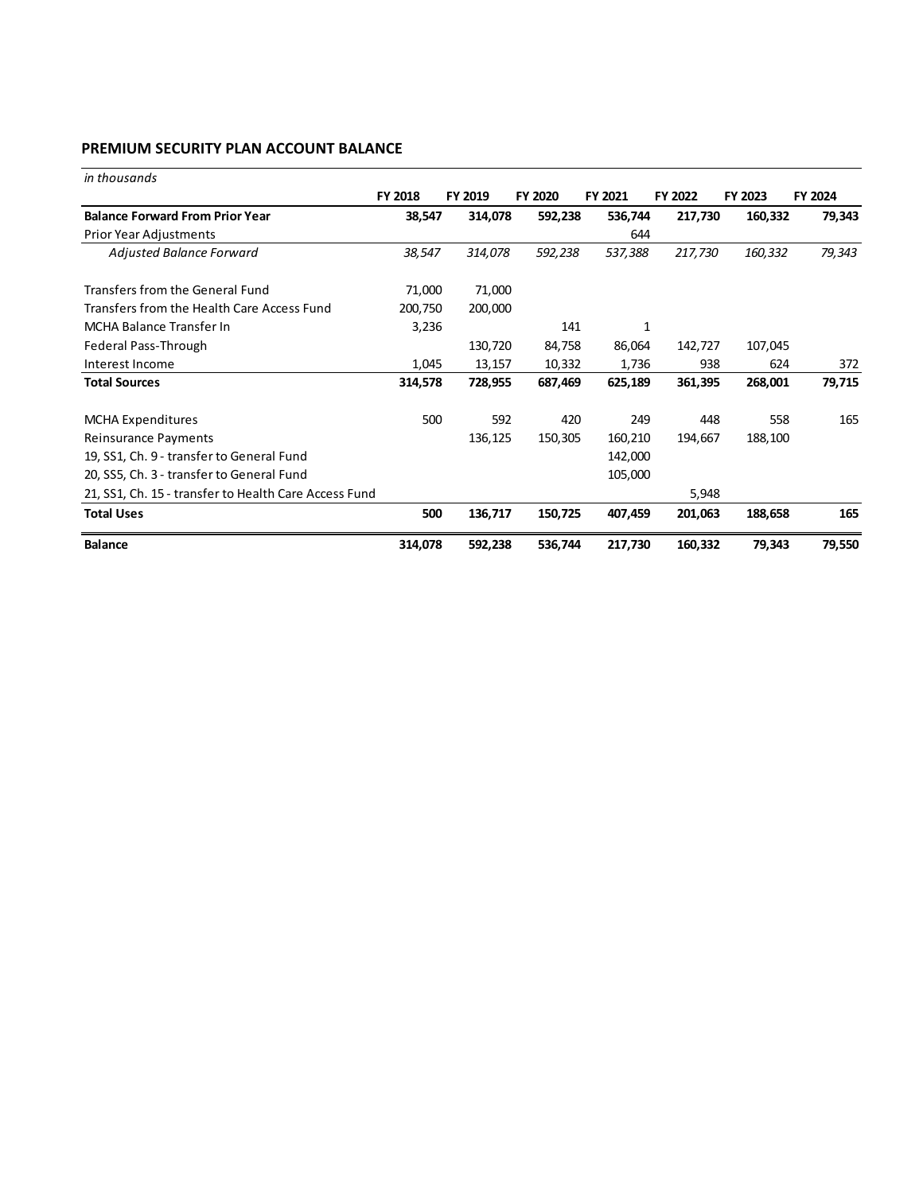## PREMIUM SECURITY PLAN ACCOUNT BALANCE

*in thousands*

| | FY 2018 | FY 2019 | FY 2020 | FY 2021 | FY 2022 | FY 2023 | FY 2024 |
|---|---|---|---|---|---|---|---|
| **Balance Forward From Prior Year** | **38,547** | **314,078** | **592,238** | **536,744** | **217,730** | **160,332** | **79,343** |
| Prior Year Adjustments | | | | 644 | | | |
| *Adjusted Balance Forward* | *38,547* | *314,078* | *592,238* | *537,388* | *217,730* | *160,332* | *79,343* |
| | | | | | | | |
| Transfers from the General Fund | 71,000 | 71,000 | | | | | |
| Transfers from the Health Care Access Fund | 200,750 | 200,000 | | | | | |
| MCHA Balance Transfer In | 3,236 | | 141 | 1 | | | |
| Federal Pass-Through | | 130,720 | 84,758 | 86,064 | 142,727 | 107,045 | |
| Interest Income | 1,045 | 13,157 | 10,332 | 1,736 | 938 | 624 | 372 |
| **Total Sources** | **314,578** | **728,955** | **687,469** | **625,189** | **361,395** | **268,001** | **79,715** |
| | | | | | | | |
| MCHA Expenditures | 500 | 592 | 420 | 249 | 448 | 558 | 165 |
| Reinsurance Payments | | 136,125 | 150,305 | 160,210 | 194,667 | 188,100 | |
| 19, SS1, Ch. 9 - transfer to General Fund | | | | 142,000 | | | |
| 20, SS5, Ch. 3 - transfer to General Fund | | | | 105,000 | | | |
| 21, SS1, Ch. 15 - transfer to Health Care Access Fund | | | | | 5,948 | | |
| **Total Uses** | **500** | **136,717** | **150,725** | **407,459** | **201,063** | **188,658** | **165** |
| | | | | | | | |
| **Balance** | **314,078** | **592,238** | **536,744** | **217,730** | **160,332** | **79,343** | **79,550** |